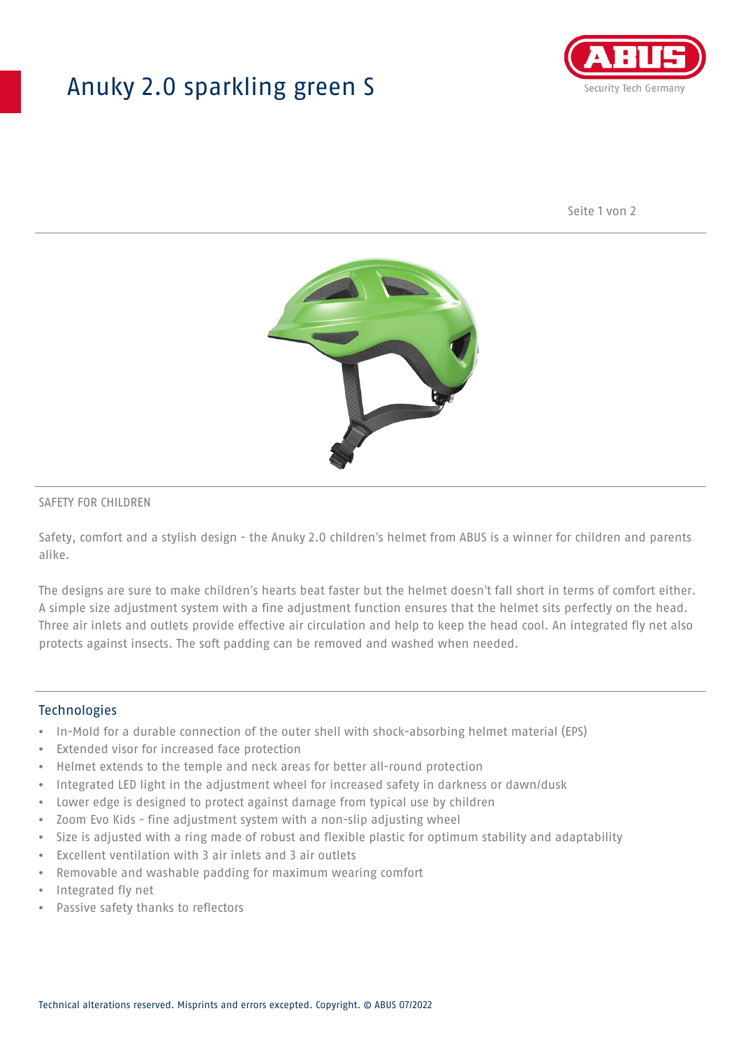# Anuky 2.0 sparkling green S

SAFETY FOR CHILDREN

Safety, comfort and a stylish design - the Anuky 2.0 children's helmet from ABUS is a winner for children and parents alike.

The designs are sure to make children's hearts beat faster but the helmet doesn't fall short in terms of comfort either. A simple size adjustment system with a fine adjustment function ensures that the helmet sits perfectly on the head. Three air inlets and outlets provide effective air circulation and help to keep the head cool. An integrated fly net also protects against insects. The soft padding can be removed and washed when needed.

## Technologies

- In-Mold for a durable connection of the outer shell with shock-absorbing helmet material (EPS)
- Extended visor for increased face protection
- Helmet extends to the temple and neck areas for better all-round protection
- Integrated LED light in the adjustment wheel for increased safety in darkness or dawn/dusk
- Lower edge is designed to protect against damage from typical use by children
- Zoom Evo Kids - fine adjustment system with a non-slip adjusting wheel
- Size is adjusted with a ring made of robust and flexible plastic for optimum stability and adaptability
- Excellent ventilation with 3 air inlets and 3 air outlets
- Removable and washable padding for maximum wearing comfort
- Integrated fly net
- Passive safety thanks to reflectors

Technical alterations reserved. Misprints and errors excepted. Copyright. © ABUS 07/2022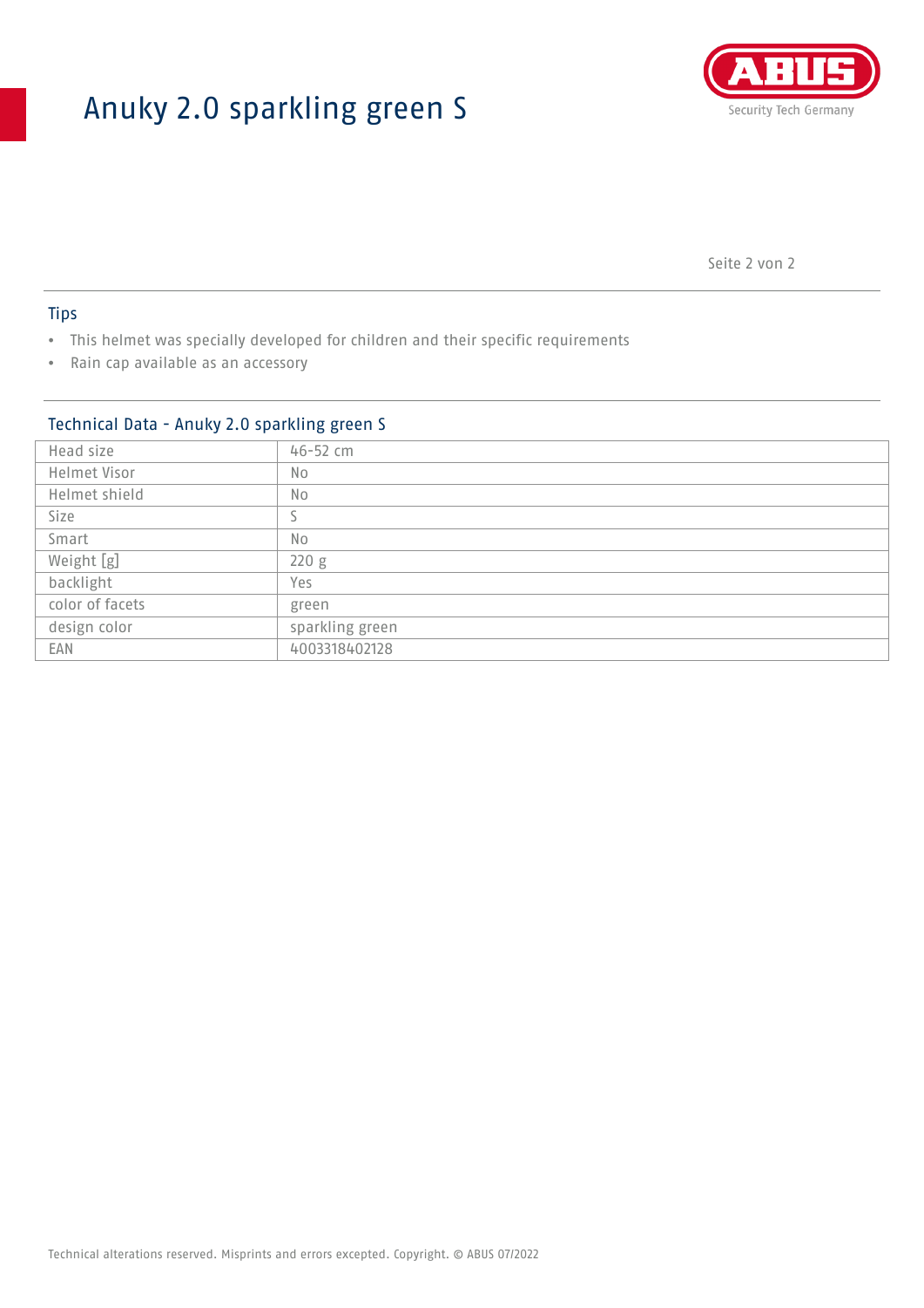# Anuky 2.0 sparkling green S

## Tips

- This helmet was specially developed for children and their specific requirements
- Rain cap available as an accessory

## Technical Data - Anuky 2.0 sparkling green S

| | |
|---|---|
| Head size | 46-52 cm |
| Helmet Visor | No |
| Helmet shield | No |
| Size | S |
| Smart | No |
| Weight [g] | 220 g |
| backlight | Yes |
| color of facets | green |
| design color | sparkling green |
| EAN | 4003318402128 |

Technical alterations reserved. Misprints and errors excepted. Copyright. © ABUS 07/2022